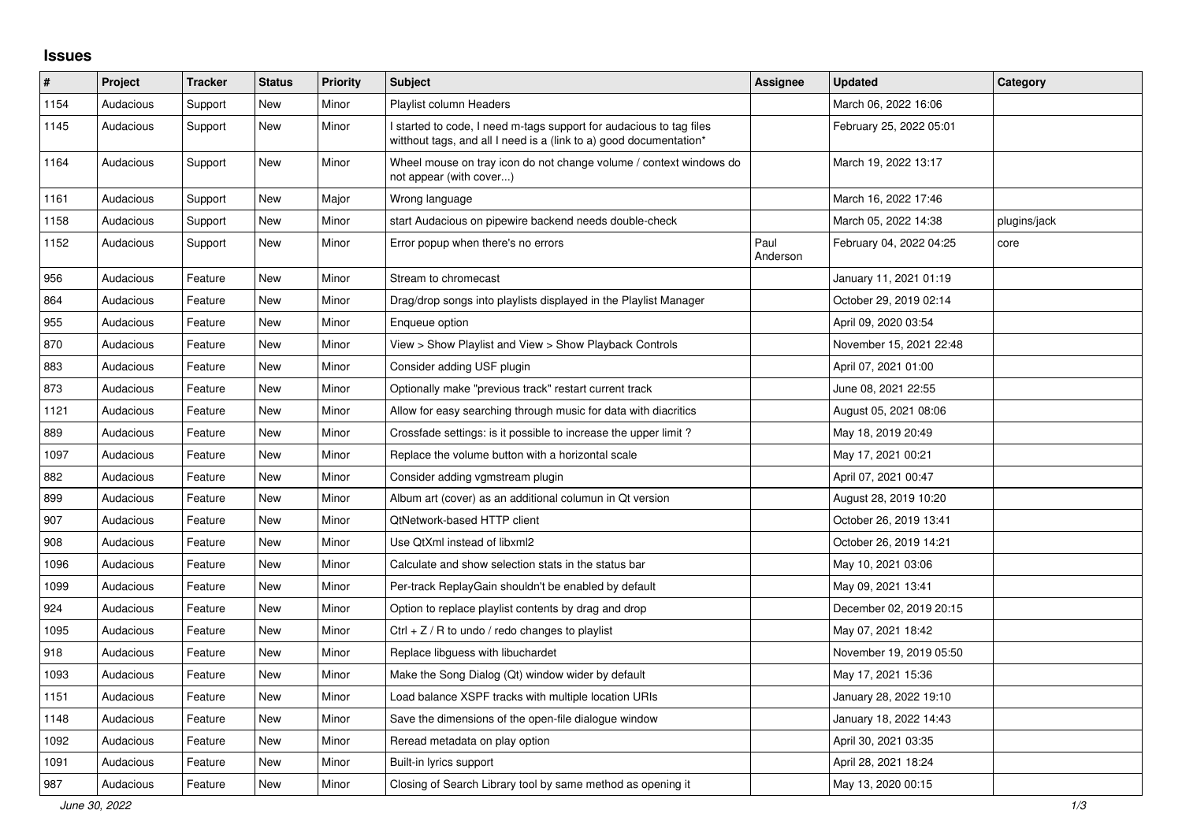## Issues

| # | Project | Tracker | Status | Priority | Subject | Assignee | Updated | Category |
|---|---|---|---|---|---|---|---|---|
| 1154 | Audacious | Support | New | Minor | Playlist column Headers | | March 06, 2022 16:06 | |
| 1145 | Audacious | Support | New | Minor | I started to code, I need m-tags support for audacious to tag files witthout tags, and all I need is a (link to a) good documentation* | | February 25, 2022 05:01 | |
| 1164 | Audacious | Support | New | Minor | Wheel mouse on tray icon do not change volume / context windows do not appear (with cover...) | | March 19, 2022 13:17 | |
| 1161 | Audacious | Support | New | Major | Wrong language | | March 16, 2022 17:46 | |
| 1158 | Audacious | Support | New | Minor | start Audacious on pipewire backend needs double-check | | March 05, 2022 14:38 | plugins/jack |
| 1152 | Audacious | Support | New | Minor | Error popup when there's no errors | Paul Anderson | February 04, 2022 04:25 | core |
| 956 | Audacious | Feature | New | Minor | Stream to chromecast | | January 11, 2021 01:19 | |
| 864 | Audacious | Feature | New | Minor | Drag/drop songs into playlists displayed in the Playlist Manager | | October 29, 2019 02:14 | |
| 955 | Audacious | Feature | New | Minor | Enqueue option | | April 09, 2020 03:54 | |
| 870 | Audacious | Feature | New | Minor | View > Show Playlist and View > Show Playback Controls | | November 15, 2021 22:48 | |
| 883 | Audacious | Feature | New | Minor | Consider adding USF plugin | | April 07, 2021 01:00 | |
| 873 | Audacious | Feature | New | Minor | Optionally make "previous track" restart current track | | June 08, 2021 22:55 | |
| 1121 | Audacious | Feature | New | Minor | Allow for easy searching through music for data with diacritics | | August 05, 2021 08:06 | |
| 889 | Audacious | Feature | New | Minor | Crossfade settings: is it possible to increase the upper limit ? | | May 18, 2019 20:49 | |
| 1097 | Audacious | Feature | New | Minor | Replace the volume button with a horizontal scale | | May 17, 2021 00:21 | |
| 882 | Audacious | Feature | New | Minor | Consider adding vgmstream plugin | | April 07, 2021 00:47 | |
| 899 | Audacious | Feature | New | Minor | Album art (cover) as an additional columun in Qt version | | August 28, 2019 10:20 | |
| 907 | Audacious | Feature | New | Minor | QtNetwork-based HTTP client | | October 26, 2019 13:41 | |
| 908 | Audacious | Feature | New | Minor | Use QtXml instead of libxml2 | | October 26, 2019 14:21 | |
| 1096 | Audacious | Feature | New | Minor | Calculate and show selection stats in the status bar | | May 10, 2021 03:06 | |
| 1099 | Audacious | Feature | New | Minor | Per-track ReplayGain shouldn't be enabled by default | | May 09, 2021 13:41 | |
| 924 | Audacious | Feature | New | Minor | Option to replace playlist contents by drag and drop | | December 02, 2019 20:15 | |
| 1095 | Audacious | Feature | New | Minor | Ctrl + Z / R to undo / redo changes to playlist | | May 07, 2021 18:42 | |
| 918 | Audacious | Feature | New | Minor | Replace libguess with libuchardet | | November 19, 2019 05:50 | |
| 1093 | Audacious | Feature | New | Minor | Make the Song Dialog (Qt) window wider by default | | May 17, 2021 15:36 | |
| 1151 | Audacious | Feature | New | Minor | Load balance XSPF tracks with multiple location URIs | | January 28, 2022 19:10 | |
| 1148 | Audacious | Feature | New | Minor | Save the dimensions of the open-file dialogue window | | January 18, 2022 14:43 | |
| 1092 | Audacious | Feature | New | Minor | Reread metadata on play option | | April 30, 2021 03:35 | |
| 1091 | Audacious | Feature | New | Minor | Built-in lyrics support | | April 28, 2021 18:24 | |
| 987 | Audacious | Feature | New | Minor | Closing of Search Library tool by same method as opening it | | May 13, 2020 00:15 | |

*June 30, 2022*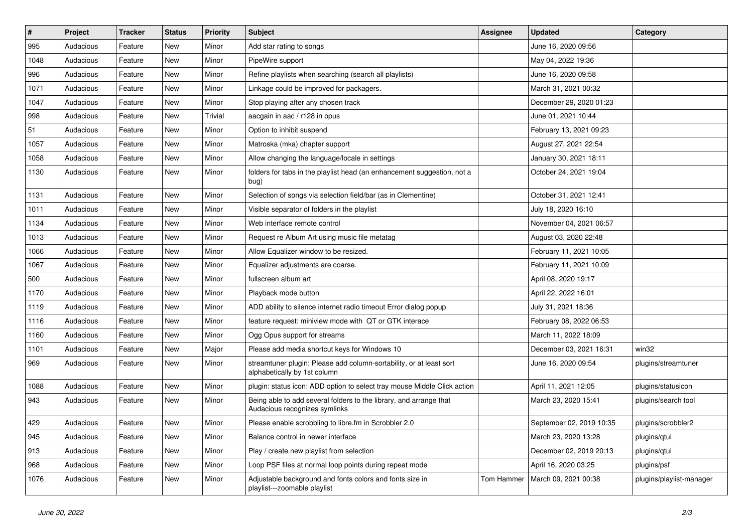| # | Project | Tracker | Status | Priority | Subject | Assignee | Updated | Category |
|---|---|---|---|---|---|---|---|---|
| 995 | Audacious | Feature | New | Minor | Add star rating to songs | | June 16, 2020 09:56 | |
| 1048 | Audacious | Feature | New | Minor | PipeWire support | | May 04, 2022 19:36 | |
| 996 | Audacious | Feature | New | Minor | Refine playlists when searching (search all playlists) | | June 16, 2020 09:58 | |
| 1071 | Audacious | Feature | New | Minor | Linkage could be improved for packagers. | | March 31, 2021 00:32 | |
| 1047 | Audacious | Feature | New | Minor | Stop playing after any chosen track | | December 29, 2020 01:23 | |
| 998 | Audacious | Feature | New | Trivial | aacgain in aac / r128 in opus | | June 01, 2021 10:44 | |
| 51 | Audacious | Feature | New | Minor | Option to inhibit suspend | | February 13, 2021 09:23 | |
| 1057 | Audacious | Feature | New | Minor | Matroska (mka) chapter support | | August 27, 2021 22:54 | |
| 1058 | Audacious | Feature | New | Minor | Allow changing the language/locale in settings | | January 30, 2021 18:11 | |
| 1130 | Audacious | Feature | New | Minor | folders for tabs in the playlist head (an enhancement suggestion, not a bug) | | October 24, 2021 19:04 | |
| 1131 | Audacious | Feature | New | Minor | Selection of songs via selection field/bar (as in Clementine) | | October 31, 2021 12:41 | |
| 1011 | Audacious | Feature | New | Minor | Visible separator of folders in the playlist | | July 18, 2020 16:10 | |
| 1134 | Audacious | Feature | New | Minor | Web interface remote control | | November 04, 2021 06:57 | |
| 1013 | Audacious | Feature | New | Minor | Request re Album Art using music file metatag | | August 03, 2020 22:48 | |
| 1066 | Audacious | Feature | New | Minor | Allow Equalizer window to be resized. | | February 11, 2021 10:05 | |
| 1067 | Audacious | Feature | New | Minor | Equalizer adjustments are coarse. | | February 11, 2021 10:09 | |
| 500 | Audacious | Feature | New | Minor | fullscreen album art | | April 08, 2020 19:17 | |
| 1170 | Audacious | Feature | New | Minor | Playback mode button | | April 22, 2022 16:01 | |
| 1119 | Audacious | Feature | New | Minor | ADD ability to silence internet radio timeout Error dialog popup | | July 31, 2021 18:36 | |
| 1116 | Audacious | Feature | New | Minor | feature request: miniview mode with QT or GTK interace | | February 08, 2022 06:53 | |
| 1160 | Audacious | Feature | New | Minor | Ogg Opus support for streams | | March 11, 2022 18:09 | |
| 1101 | Audacious | Feature | New | Major | Please add media shortcut keys for Windows 10 | | December 03, 2021 16:31 | win32 |
| 969 | Audacious | Feature | New | Minor | streamtuner plugin: Please add column-sortability, or at least sort alphabetically by 1st column | | June 16, 2020 09:54 | plugins/streamtuner |
| 1088 | Audacious | Feature | New | Minor | plugin: status icon: ADD option to select tray mouse Middle Click action | | April 11, 2021 12:05 | plugins/statusicon |
| 943 | Audacious | Feature | New | Minor | Being able to add several folders to the library, and arrange that Audacious recognizes symlinks | | March 23, 2020 15:41 | plugins/search tool |
| 429 | Audacious | Feature | New | Minor | Please enable scrobbling to libre.fm in Scrobbler 2.0 | | September 02, 2019 10:35 | plugins/scrobbler2 |
| 945 | Audacious | Feature | New | Minor | Balance control in newer interface | | March 23, 2020 13:28 | plugins/qtui |
| 913 | Audacious | Feature | New | Minor | Play / create new playlist from selection | | December 02, 2019 20:13 | plugins/qtui |
| 968 | Audacious | Feature | New | Minor | Loop PSF files at normal loop points during repeat mode | | April 16, 2020 03:25 | plugins/psf |
| 1076 | Audacious | Feature | New | Minor | Adjustable background and fonts colors and fonts size in playlist---zoomable playlist | Tom Hammer | March 09, 2021 00:38 | plugins/playlist-manager |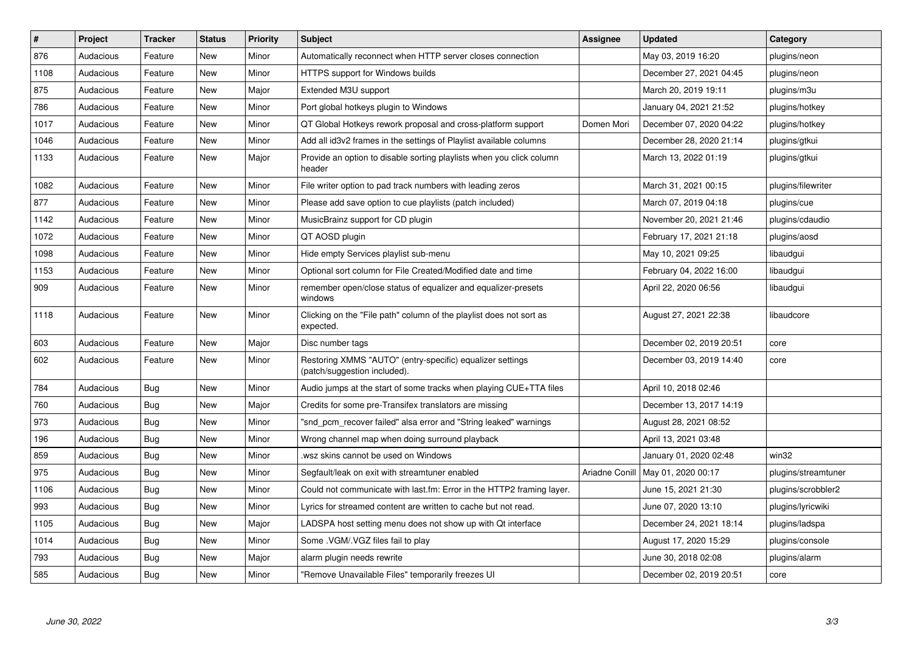| # | Project | Tracker | Status | Priority | Subject | Assignee | Updated | Category |
|---|---|---|---|---|---|---|---|---|
| 876 | Audacious | Feature | New | Minor | Automatically reconnect when HTTP server closes connection | | May 03, 2019 16:20 | plugins/neon |
| 1108 | Audacious | Feature | New | Minor | HTTPS support for Windows builds | | December 27, 2021 04:45 | plugins/neon |
| 875 | Audacious | Feature | New | Major | Extended M3U support | | March 20, 2019 19:11 | plugins/m3u |
| 786 | Audacious | Feature | New | Minor | Port global hotkeys plugin to Windows | | January 04, 2021 21:52 | plugins/hotkey |
| 1017 | Audacious | Feature | New | Minor | QT Global Hotkeys rework proposal and cross-platform support | Domen Mori | December 07, 2020 04:22 | plugins/hotkey |
| 1046 | Audacious | Feature | New | Minor | Add all id3v2 frames in the settings of Playlist available columns | | December 28, 2020 21:14 | plugins/gtkui |
| 1133 | Audacious | Feature | New | Major | Provide an option to disable sorting playlists when you click column header | | March 13, 2022 01:19 | plugins/gtkui |
| 1082 | Audacious | Feature | New | Minor | File writer option to pad track numbers with leading zeros | | March 31, 2021 00:15 | plugins/filewriter |
| 877 | Audacious | Feature | New | Minor | Please add save option to cue playlists (patch included) | | March 07, 2019 04:18 | plugins/cue |
| 1142 | Audacious | Feature | New | Minor | MusicBrainz support for CD plugin | | November 20, 2021 21:46 | plugins/cdaudio |
| 1072 | Audacious | Feature | New | Minor | QT AOSD plugin | | February 17, 2021 21:18 | plugins/aosd |
| 1098 | Audacious | Feature | New | Minor | Hide empty Services playlist sub-menu | | May 10, 2021 09:25 | libaudgui |
| 1153 | Audacious | Feature | New | Minor | Optional sort column for File Created/Modified date and time | | February 04, 2022 16:00 | libaudgui |
| 909 | Audacious | Feature | New | Minor | remember open/close status of equalizer and equalizer-presets windows | | April 22, 2020 06:56 | libaudgui |
| 1118 | Audacious | Feature | New | Minor | Clicking on the "File path" column of the playlist does not sort as expected. | | August 27, 2021 22:38 | libaudcore |
| 603 | Audacious | Feature | New | Major | Disc number tags | | December 02, 2019 20:51 | core |
| 602 | Audacious | Feature | New | Minor | Restoring XMMS "AUTO" (entry-specific) equalizer settings (patch/suggestion included). | | December 03, 2019 14:40 | core |
| 784 | Audacious | Bug | New | Minor | Audio jumps at the start of some tracks when playing CUE+TTA files | | April 10, 2018 02:46 | |
| 760 | Audacious | Bug | New | Major | Credits for some pre-Transifex translators are missing | | December 13, 2017 14:19 | |
| 973 | Audacious | Bug | New | Minor | "snd_pcm_recover failed" alsa error and "String leaked" warnings | | August 28, 2021 08:52 | |
| 196 | Audacious | Bug | New | Minor | Wrong channel map when doing surround playback | | April 13, 2021 03:48 | |
| 859 | Audacious | Bug | New | Minor | .wsz skins cannot be used on Windows | | January 01, 2020 02:48 | win32 |
| 975 | Audacious | Bug | New | Minor | Segfault/leak on exit with streamtuner enabled | Ariadne Conill | May 01, 2020 00:17 | plugins/streamtuner |
| 1106 | Audacious | Bug | New | Minor | Could not communicate with last.fm: Error in the HTTP2 framing layer. | | June 15, 2021 21:30 | plugins/scrobbler2 |
| 993 | Audacious | Bug | New | Minor | Lyrics for streamed content are written to cache but not read. | | June 07, 2020 13:10 | plugins/lyricwiki |
| 1105 | Audacious | Bug | New | Major | LADSPA host setting menu does not show up with Qt interface | | December 24, 2021 18:14 | plugins/ladspa |
| 1014 | Audacious | Bug | New | Minor | Some .VGM/.VGZ files fail to play | | August 17, 2020 15:29 | plugins/console |
| 793 | Audacious | Bug | New | Major | alarm plugin needs rewrite | | June 30, 2018 02:08 | plugins/alarm |
| 585 | Audacious | Bug | New | Minor | "Remove Unavailable Files" temporarily freezes UI | | December 02, 2019 20:51 | core |

*June 30, 2022*